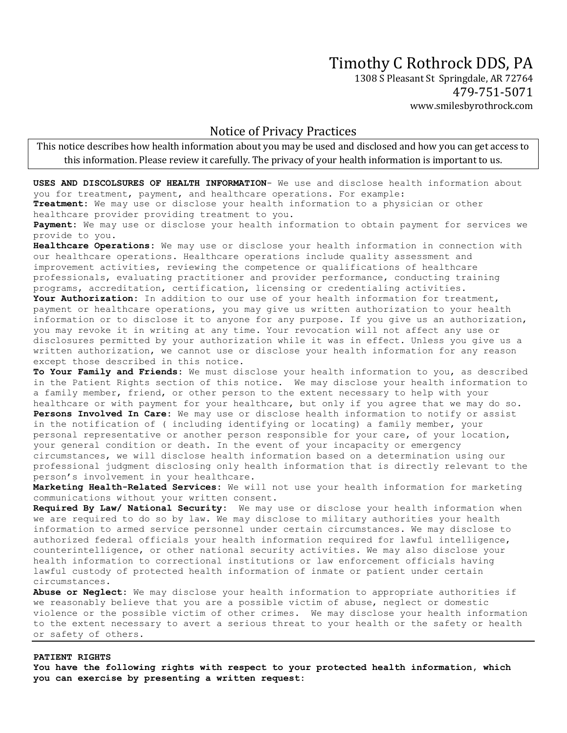# Timothy C Rothrock DDS, PA

1308 S Pleasant St Springdale, AR 72764

479-751-5071

www.smilesbyrothrock.com

## Notice of Privacy Practices

This notice describes how health information about you may be used and disclosed and how you can get access to this information. Please review it carefully. The privacy of your health information is important to us.

**USES AND DISCOLSURES OF HEALTH INFORMATION**- We use and disclose health information about you for treatment, payment, and healthcare operations. For example:

**Treatment**: We may use or disclose your health information to a physician or other healthcare provider providing treatment to you.

**Payment**: We may use or disclose your health information to obtain payment for services we provide to you.

**Healthcare Operations**: We may use or disclose your health information in connection with our healthcare operations. Healthcare operations include quality assessment and improvement activities, reviewing the competence or qualifications of healthcare professionals, evaluating practitioner and provider performance, conducting training programs, accreditation, certification, licensing or credentialing activities.

**Your Authorization**: In addition to our use of your health information for treatment, payment or healthcare operations, you may give us written authorization to your health information or to disclose it to anyone for any purpose. If you give us an authorization, you may revoke it in writing at any time. Your revocation will not affect any use or disclosures permitted by your authorization while it was in effect. Unless you give us a written authorization, we cannot use or disclose your health information for any reason except those described in this notice.

**To Your Family and Friends**: We must disclose your health information to you, as described in the Patient Rights section of this notice. We may disclose your health information to a family member, friend, or other person to the extent necessary to help with your healthcare or with payment for your healthcare, but only if you agree that we may do so.

**Persons Involved In Care**: We may use or disclose health information to notify or assist in the notification of ( including identifying or locating) a family member, your personal representative or another person responsible for your care, of your location, your general condition or death. In the event of your incapacity or emergency circumstances, we will disclose health information based on a determination using our professional judgment disclosing only health information that is directly relevant to the person's involvement in your healthcare.

**Marketing Health-Related Services**: We will not use your health information for marketing communications without your written consent.

**Required By Law/ National Security**: We may use or disclose your health information when we are required to do so by law. We may disclose to military authorities your health information to armed service personnel under certain circumstances. We may disclose to authorized federal officials your health information required for lawful intelligence, counterintelligence, or other national security activities. We may also disclose your health information to correctional institutions or law enforcement officials having lawful custody of protected health information of inmate or patient under certain circumstances.

**Abuse or Neglect**: We may disclose your health information to appropriate authorities if we reasonably believe that you are a possible victim of abuse, neglect or domestic violence or the possible victim of other crimes. We may disclose your health information to the extent necessary to avert a serious threat to your health or the safety or health or safety of others.

**PATIENT RIGHTS**

**You have the following rights with respect to your protected health information, which you can exercise by presenting a written request**: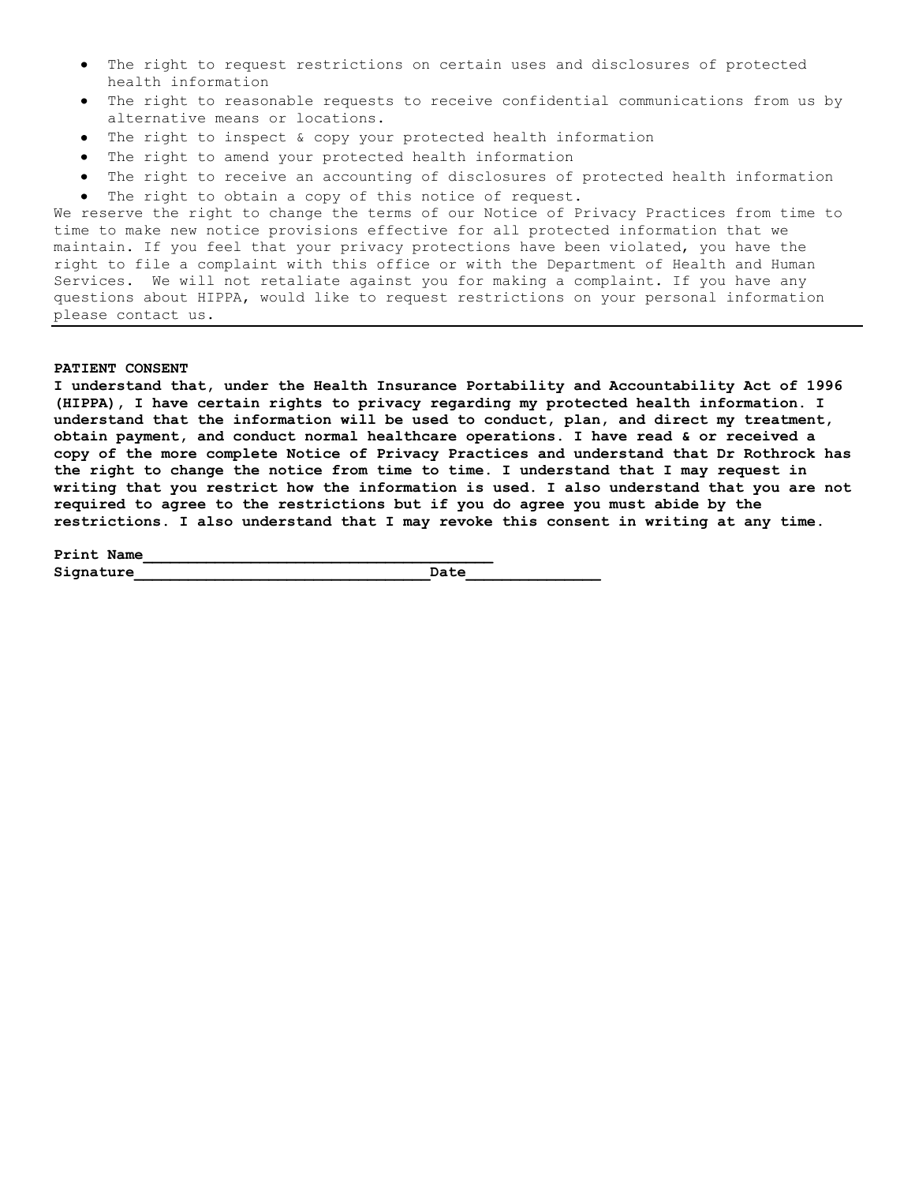- The right to request restrictions on certain uses and disclosures of protected health information
- The right to reasonable requests to receive confidential communications from us by alternative means or locations.
- The right to inspect & copy your protected health information
- The right to amend your protected health information
- The right to receive an accounting of disclosures of protected health information
- The right to obtain a copy of this notice of request.

We reserve the right to change the terms of our Notice of Privacy Practices from time to time to make new notice provisions effective for all protected information that we maintain. If you feel that your privacy protections have been violated, you have the right to file a complaint with this office or with the Department of Health and Human Services. We will not retaliate against you for making a complaint. If you have any questions about HIPPA, would like to request restrictions on your personal information please contact us.

---

**PATIENT CONSENT**

**I understand that, under the Health Insurance Portability and Accountability Act of 1996 (HIPPA), I have certain rights to privacy regarding my protected health information. I understand that the information will be used to conduct, plan, and direct my treatment, obtain payment, and conduct normal healthcare operations. I have read & or received a copy of the more complete Notice of Privacy Practices and understand that Dr Rothrock has the right to change the notice from time to time. I understand that I may request in writing that you restrict how the information is used. I also understand that you are not required to agree to the restrictions but if you do agree you must abide by the restrictions. I also understand that I may revoke this consent in writing at any time.**

**Print Name**______________________________________

**Signature**________________________________**Date**______________